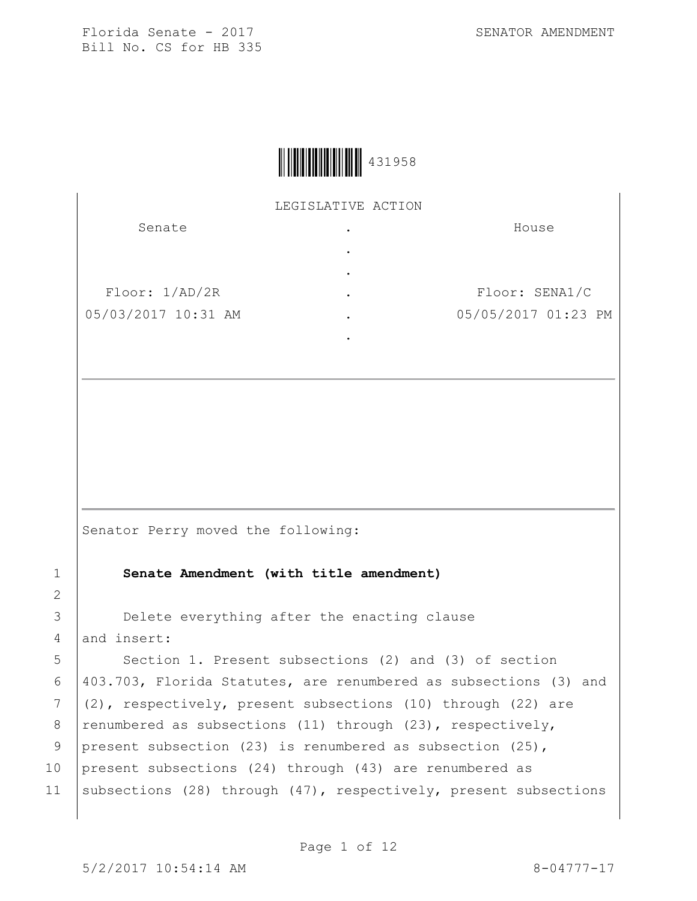Florida Senate - 2017 SENATOR AMENDMENT
Bill No. CS for HB 335

431958

LEGISLATIVE ACTION

| Senate | | House |
|---|---|---|
| | . | |
| | . | |
| | . | |
| Floor: 1/AD/2R | . | Floor: SENA1/C |
| 05/03/2017 10:31 AM | . | 05/05/2017 01:23 PM |
| | . | |

Senator Perry moved the following:

**Senate Amendment (with title amendment)**

Delete everything after the enacting clause
and insert:

Section 1. Present subsections (2) and (3) of section 403.703, Florida Statutes, are renumbered as subsections (3) and (2), respectively, present subsections (10) through (22) are renumbered as subsections (11) through (23), respectively, present subsection (23) is renumbered as subsection (25), present subsections (24) through (43) are renumbered as subsections (28) through (47), respectively, present subsections

5/2/2017 10:54:14 AM 8-04777-17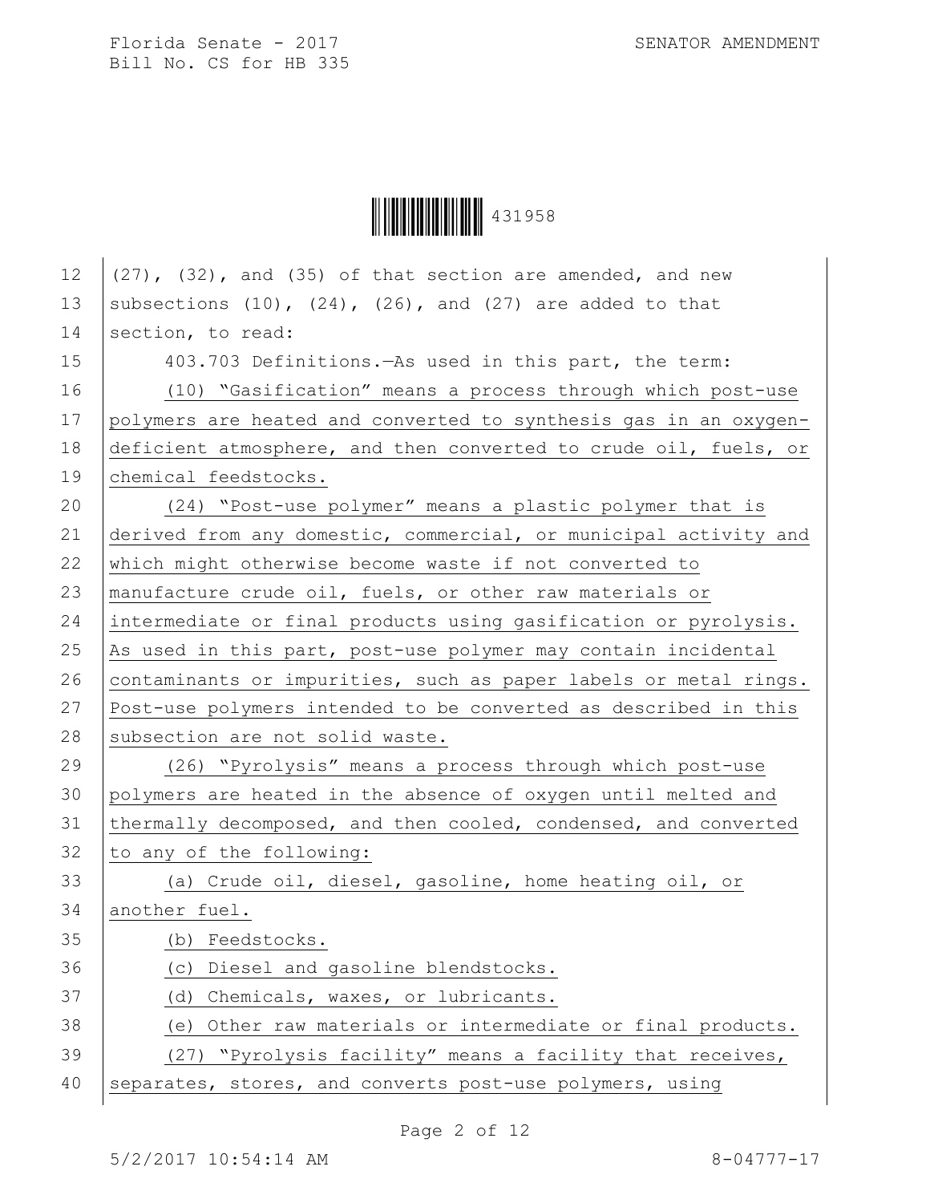(27), (32), and (35) of that section are amended, and new subsections (10), (24), (26), and (27) are added to that section, to read:

403.703 Definitions.—As used in this part, the term:

(10) "Gasification" means a process through which post-use polymers are heated and converted to synthesis gas in an oxygen-deficient atmosphere, and then converted to crude oil, fuels, or chemical feedstocks.

(24) "Post-use polymer" means a plastic polymer that is derived from any domestic, commercial, or municipal activity and which might otherwise become waste if not converted to manufacture crude oil, fuels, or other raw materials or intermediate or final products using gasification or pyrolysis. As used in this part, post-use polymer may contain incidental contaminants or impurities, such as paper labels or metal rings. Post-use polymers intended to be converted as described in this subsection are not solid waste.

(26) "Pyrolysis" means a process through which post-use polymers are heated in the absence of oxygen until melted and thermally decomposed, and then cooled, condensed, and converted to any of the following:

(a) Crude oil, diesel, gasoline, home heating oil, or another fuel.

(b) Feedstocks.

(c) Diesel and gasoline blendstocks.

(d) Chemicals, waxes, or lubricants.

(e) Other raw materials or intermediate or final products.

(27) "Pyrolysis facility" means a facility that receives, separates, stores, and converts post-use polymers, using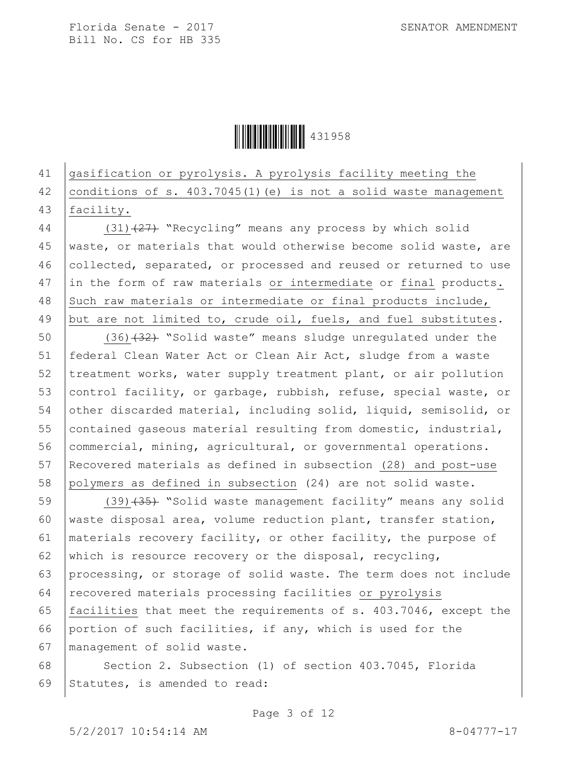gasification or pyrolysis. A pyrolysis facility meeting the conditions of s. 403.7045(1)(e) is not a solid waste management facility.

(31)~~(27)~~ "Recycling" means any process by which solid waste, or materials that would otherwise become solid waste, are collected, separated, or processed and reused or returned to use in the form of raw materials or intermediate or final products. Such raw materials or intermediate or final products include, but are not limited to, crude oil, fuels, and fuel substitutes.

(36)~~(32)~~ "Solid waste" means sludge unregulated under the federal Clean Water Act or Clean Air Act, sludge from a waste treatment works, water supply treatment plant, or air pollution control facility, or garbage, rubbish, refuse, special waste, or other discarded material, including solid, liquid, semisolid, or contained gaseous material resulting from domestic, industrial, commercial, mining, agricultural, or governmental operations. Recovered materials as defined in subsection (28) and post-use polymers as defined in subsection (24) are not solid waste.

(39)~~(35)~~ "Solid waste management facility" means any solid waste disposal area, volume reduction plant, transfer station, materials recovery facility, or other facility, the purpose of which is resource recovery or the disposal, recycling, processing, or storage of solid waste. The term does not include recovered materials processing facilities or pyrolysis facilities that meet the requirements of s. 403.7046, except the portion of such facilities, if any, which is used for the management of solid waste.

Section 2. Subsection (1) of section 403.7045, Florida Statutes, is amended to read: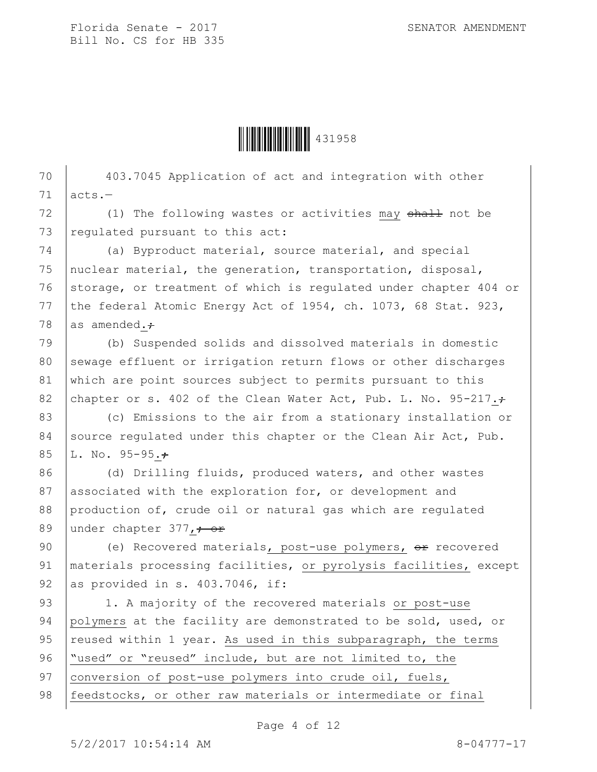403.7045 Application of act and integration with other acts.—

(1) The following wastes or activities may ~~shall~~ not be regulated pursuant to this act:

(a) Byproduct material, source material, and special nuclear material, the generation, transportation, disposal, storage, or treatment of which is regulated under chapter 404 or the federal Atomic Energy Act of 1954, ch. 1073, 68 Stat. 923, as amended.~~;~~

(b) Suspended solids and dissolved materials in domestic sewage effluent or irrigation return flows or other discharges which are point sources subject to permits pursuant to this chapter or s. 402 of the Clean Water Act, Pub. L. No. 95-217.~~;~~

(c) Emissions to the air from a stationary installation or source regulated under this chapter or the Clean Air Act, Pub. L. No. 95-95.~~;~~

(d) Drilling fluids, produced waters, and other wastes associated with the exploration for, or development and production of, crude oil or natural gas which are regulated under chapter 377,~~; or~~

(e) Recovered materials, post-use polymers, ~~or~~ recovered materials processing facilities, or pyrolysis facilities, except as provided in s. 403.7046, if:

1. A majority of the recovered materials or post-use polymers at the facility are demonstrated to be sold, used, or reused within 1 year. As used in this subparagraph, the terms "used" or "reused" include, but are not limited to, the conversion of post-use polymers into crude oil, fuels, feedstocks, or other raw materials or intermediate or final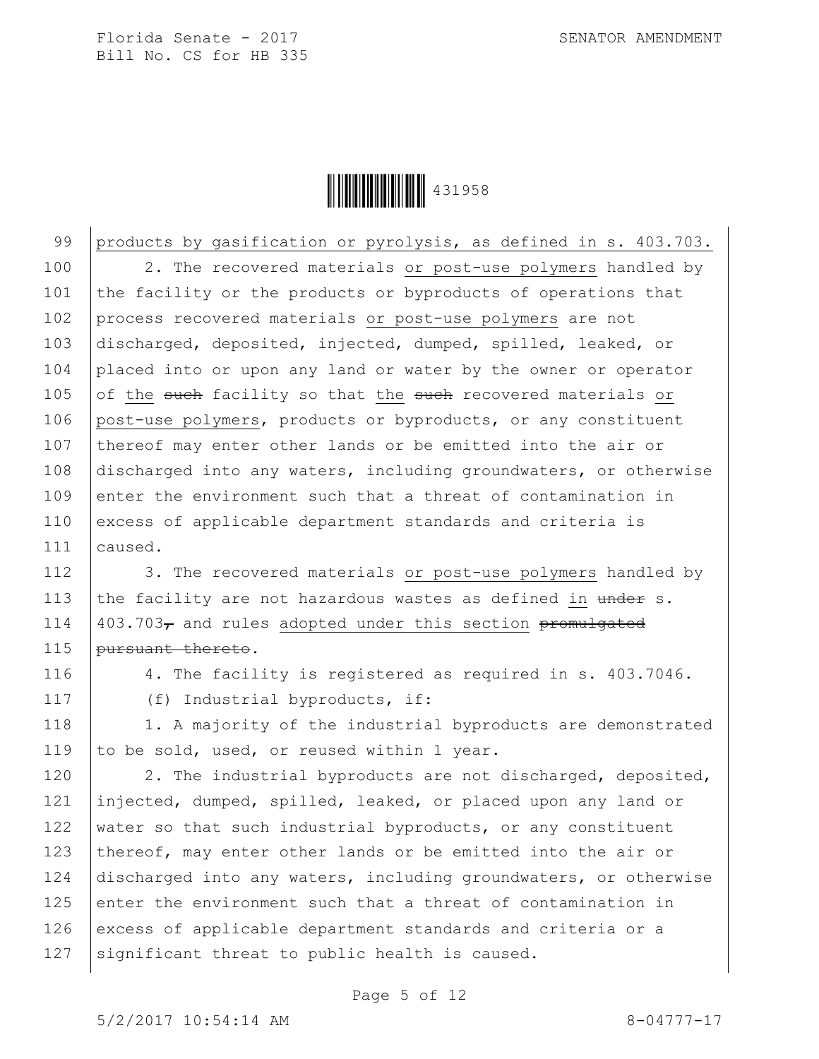products by gasification or pyrolysis, as defined in s. 403.703.

2. The recovered materials or post-use polymers handled by the facility or the products or byproducts of operations that process recovered materials or post-use polymers are not discharged, deposited, injected, dumped, spilled, leaked, or placed into or upon any land or water by the owner or operator of the ~~such~~ facility so that the ~~such~~ recovered materials or post-use polymers, products or byproducts, or any constituent thereof may enter other lands or be emitted into the air or discharged into any waters, including groundwaters, or otherwise enter the environment such that a threat of contamination in excess of applicable department standards and criteria is caused.

3. The recovered materials or post-use polymers handled by the facility are not hazardous wastes as defined in ~~under~~ s. 403.703~~,~~ and rules adopted under this section ~~promulgated pursuant thereto~~.

4. The facility is registered as required in s. 403.7046.

(f) Industrial byproducts, if:

1. A majority of the industrial byproducts are demonstrated to be sold, used, or reused within 1 year.

2. The industrial byproducts are not discharged, deposited, injected, dumped, spilled, leaked, or placed upon any land or water so that such industrial byproducts, or any constituent thereof, may enter other lands or be emitted into the air or discharged into any waters, including groundwaters, or otherwise enter the environment such that a threat of contamination in excess of applicable department standards and criteria or a significant threat to public health is caused.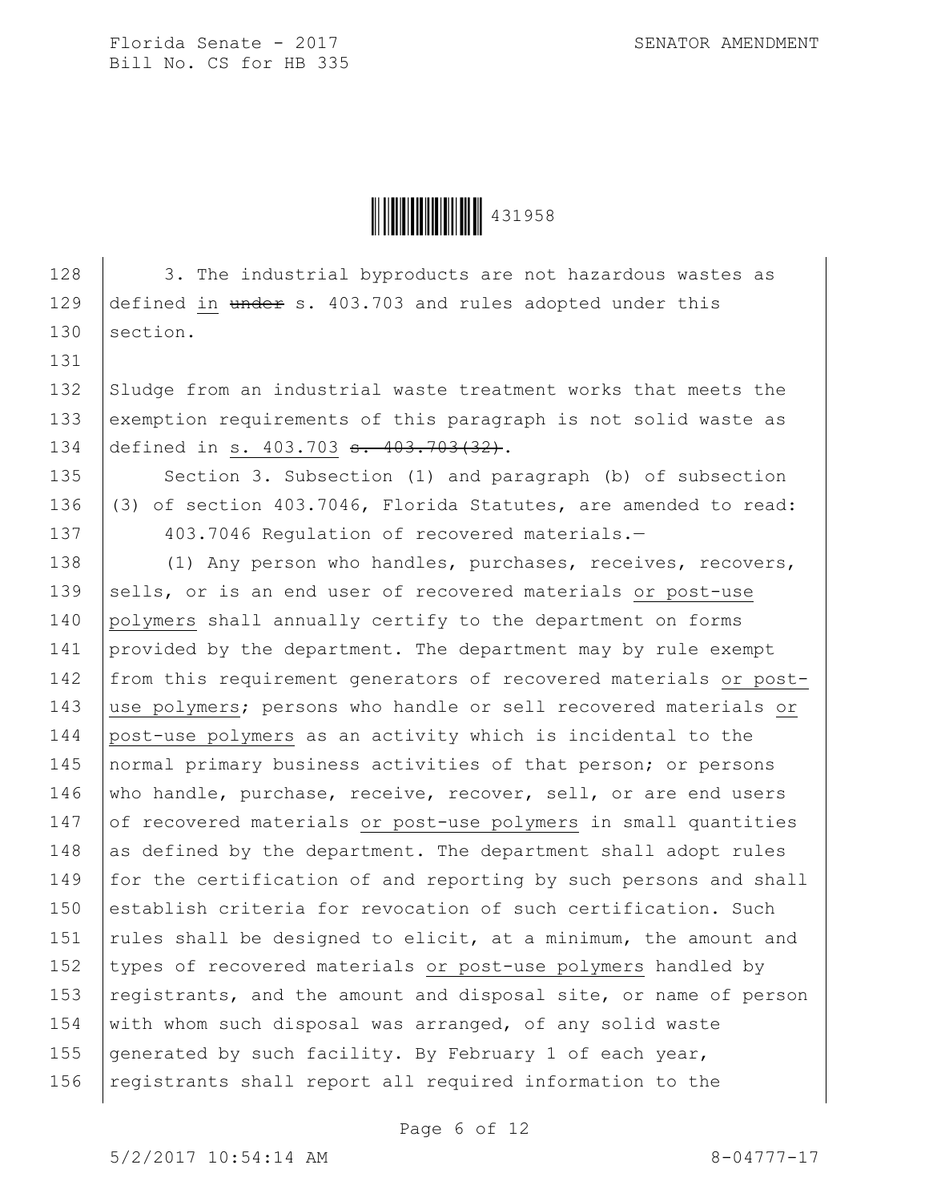3. The industrial byproducts are not hazardous wastes as defined in ~~under~~ s. 403.703 and rules adopted under this section.

Sludge from an industrial waste treatment works that meets the exemption requirements of this paragraph is not solid waste as defined in s. 403.703 ~~s. 403.703(32)~~.

Section 3. Subsection (1) and paragraph (b) of subsection (3) of section 403.7046, Florida Statutes, are amended to read:

403.7046 Regulation of recovered materials.—

(1) Any person who handles, purchases, receives, recovers, sells, or is an end user of recovered materials or post-use polymers shall annually certify to the department on forms provided by the department. The department may by rule exempt from this requirement generators of recovered materials or post-use polymers; persons who handle or sell recovered materials or post-use polymers as an activity which is incidental to the normal primary business activities of that person; or persons who handle, purchase, receive, recover, sell, or are end users of recovered materials or post-use polymers in small quantities as defined by the department. The department shall adopt rules for the certification of and reporting by such persons and shall establish criteria for revocation of such certification. Such rules shall be designed to elicit, at a minimum, the amount and types of recovered materials or post-use polymers handled by registrants, and the amount and disposal site, or name of person with whom such disposal was arranged, of any solid waste generated by such facility. By February 1 of each year, registrants shall report all required information to the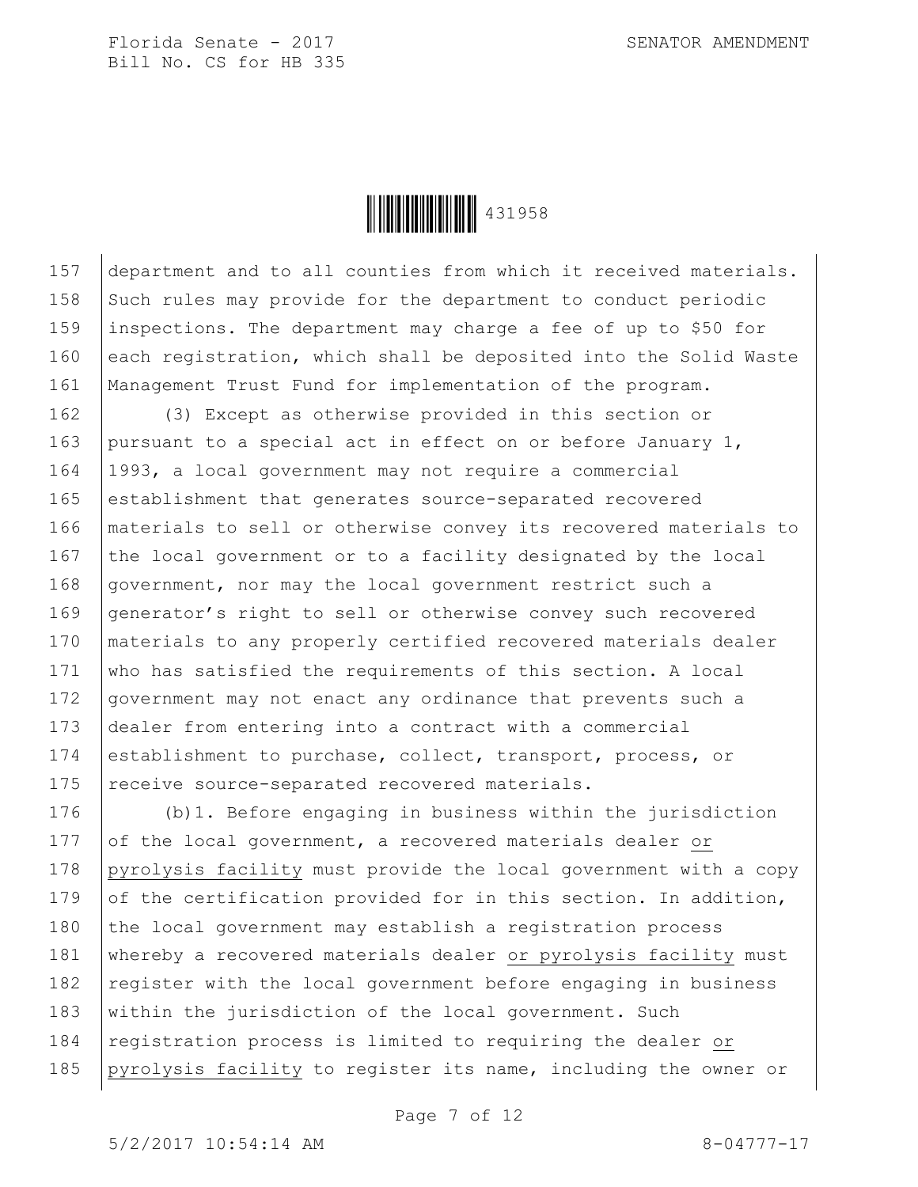department and to all counties from which it received materials. Such rules may provide for the department to conduct periodic inspections. The department may charge a fee of up to $50 for each registration, which shall be deposited into the Solid Waste Management Trust Fund for implementation of the program.

(3) Except as otherwise provided in this section or pursuant to a special act in effect on or before January 1, 1993, a local government may not require a commercial establishment that generates source-separated recovered materials to sell or otherwise convey its recovered materials to the local government or to a facility designated by the local government, nor may the local government restrict such a generator's right to sell or otherwise convey such recovered materials to any properly certified recovered materials dealer who has satisfied the requirements of this section. A local government may not enact any ordinance that prevents such a dealer from entering into a contract with a commercial establishment to purchase, collect, transport, process, or receive source-separated recovered materials.

(b)1. Before engaging in business within the jurisdiction of the local government, a recovered materials dealer <u>or pyrolysis facility</u> must provide the local government with a copy of the certification provided for in this section. In addition, the local government may establish a registration process whereby a recovered materials dealer <u>or pyrolysis facility</u> must register with the local government before engaging in business within the jurisdiction of the local government. Such registration process is limited to requiring the dealer <u>or pyrolysis facility</u> to register its name, including the owner or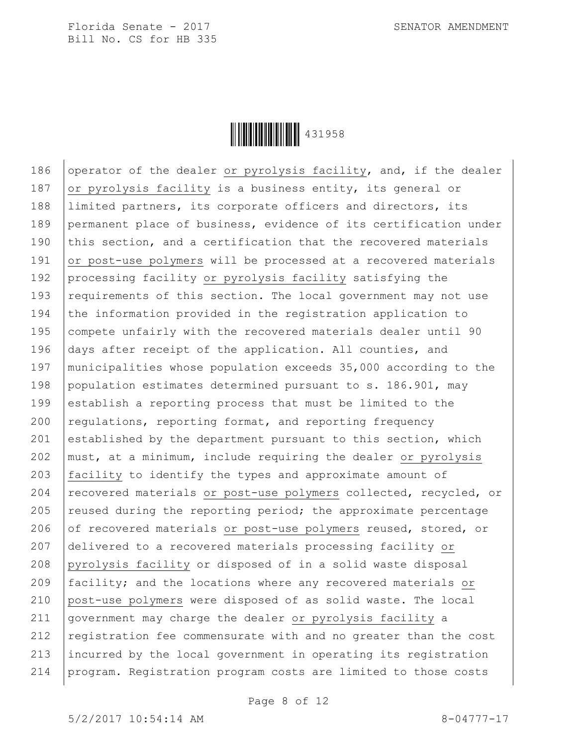186 operator of the dealer <u>or pyrolysis facility</u>, and, if the dealer
187 <u>or pyrolysis facility</u> is a business entity, its general or
188 limited partners, its corporate officers and directors, its
189 permanent place of business, evidence of its certification under
190 this section, and a certification that the recovered materials
191 <u>or post-use polymers</u> will be processed at a recovered materials
192 processing facility <u>or pyrolysis facility</u> satisfying the
193 requirements of this section. The local government may not use
194 the information provided in the registration application to
195 compete unfairly with the recovered materials dealer until 90
196 days after receipt of the application. All counties, and
197 municipalities whose population exceeds 35,000 according to the
198 population estimates determined pursuant to s. 186.901, may
199 establish a reporting process that must be limited to the
200 regulations, reporting format, and reporting frequency
201 established by the department pursuant to this section, which
202 must, at a minimum, include requiring the dealer <u>or pyrolysis</u>
203 <u>facility</u> to identify the types and approximate amount of
204 recovered materials <u>or post-use polymers</u> collected, recycled, or
205 reused during the reporting period; the approximate percentage
206 of recovered materials <u>or post-use polymers</u> reused, stored, or
207 delivered to a recovered materials processing facility <u>or</u>
208 <u>pyrolysis facility</u> or disposed of in a solid waste disposal
209 facility; and the locations where any recovered materials <u>or</u>
210 <u>post-use polymers</u> were disposed of as solid waste. The local
211 government may charge the dealer <u>or pyrolysis facility</u> a
212 registration fee commensurate with and no greater than the cost
213 incurred by the local government in operating its registration
214 program. Registration program costs are limited to those costs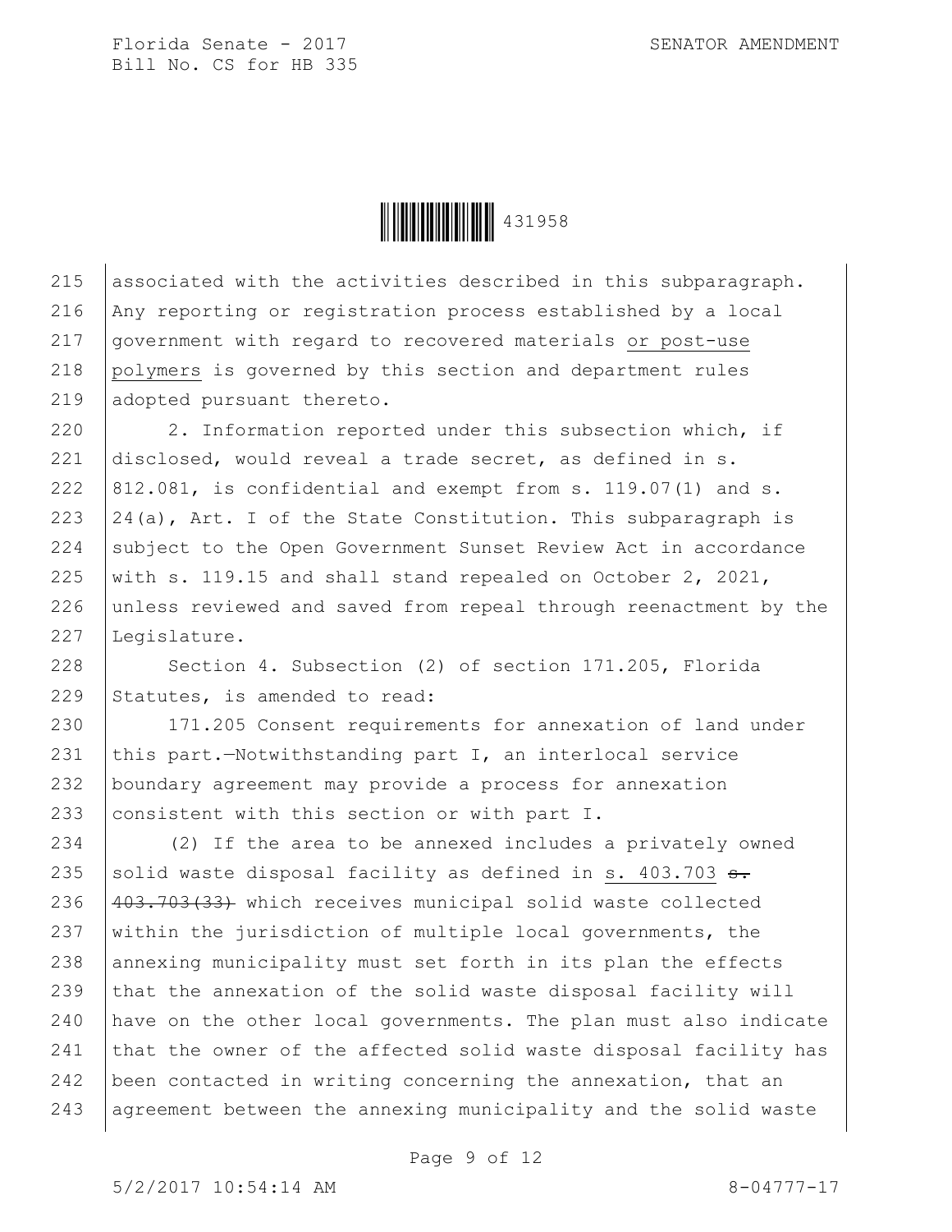associated with the activities described in this subparagraph. Any reporting or registration process established by a local government with regard to recovered materials <u>or post-use polymers</u> is governed by this section and department rules adopted pursuant thereto.

2. Information reported under this subsection which, if disclosed, would reveal a trade secret, as defined in s. 812.081, is confidential and exempt from s. 119.07(1) and s. 24(a), Art. I of the State Constitution. This subparagraph is subject to the Open Government Sunset Review Act in accordance with s. 119.15 and shall stand repealed on October 2, 2021, unless reviewed and saved from repeal through reenactment by the Legislature.

Section 4. Subsection (2) of section 171.205, Florida Statutes, is amended to read:

171.205 Consent requirements for annexation of land under this part.—Notwithstanding part I, an interlocal service boundary agreement may provide a process for annexation consistent with this section or with part I.

(2) If the area to be annexed includes a privately owned solid waste disposal facility as defined in <u>s. 403.703</u> ~~s. 403.703(33)~~ which receives municipal solid waste collected within the jurisdiction of multiple local governments, the annexing municipality must set forth in its plan the effects that the annexation of the solid waste disposal facility will have on the other local governments. The plan must also indicate that the owner of the affected solid waste disposal facility has been contacted in writing concerning the annexation, that an agreement between the annexing municipality and the solid waste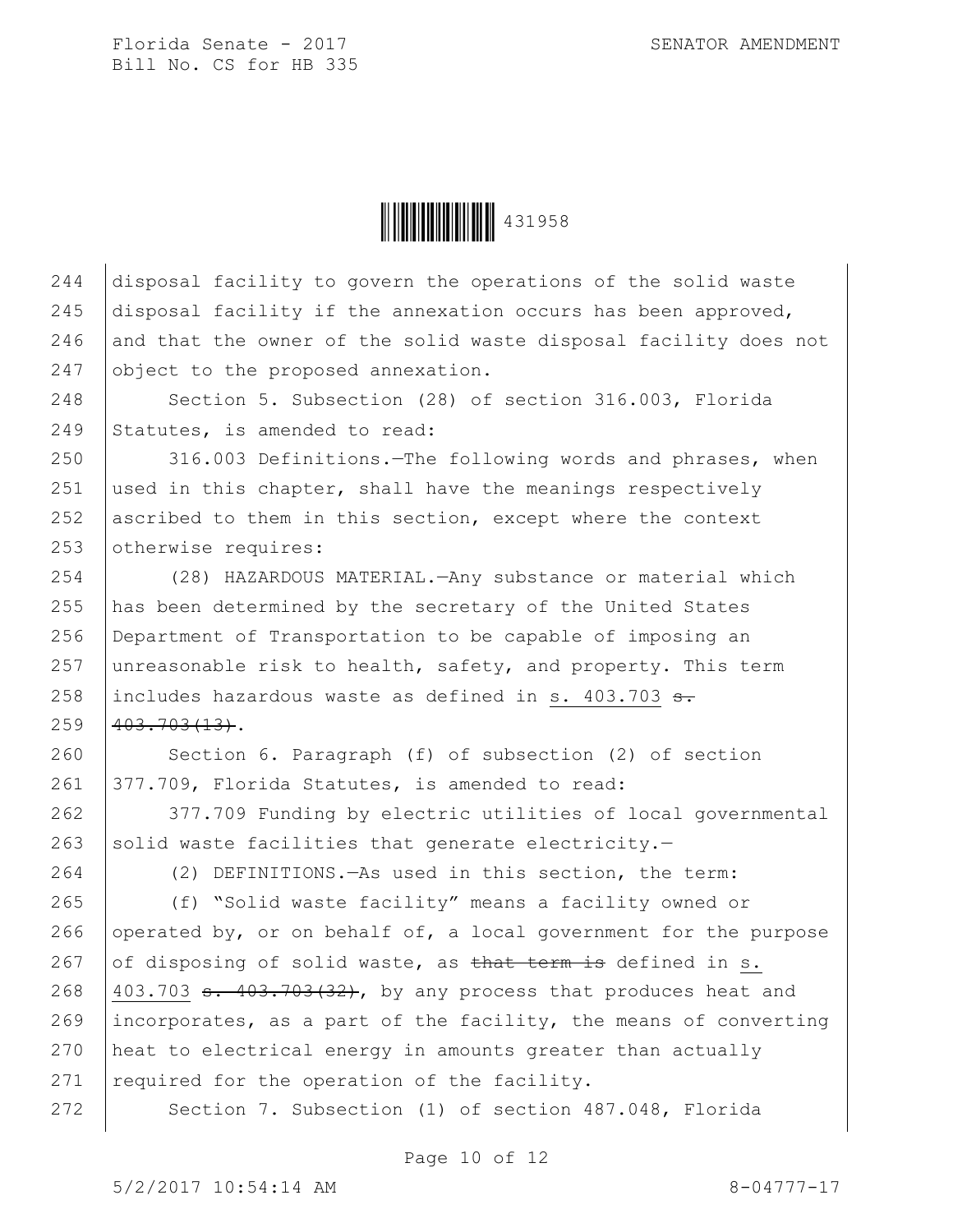disposal facility to govern the operations of the solid waste disposal facility if the annexation occurs has been approved, and that the owner of the solid waste disposal facility does not object to the proposed annexation.

Section 5. Subsection (28) of section 316.003, Florida Statutes, is amended to read:

316.003 Definitions.—The following words and phrases, when used in this chapter, shall have the meanings respectively ascribed to them in this section, except where the context otherwise requires:

(28) HAZARDOUS MATERIAL.—Any substance or material which has been determined by the secretary of the United States Department of Transportation to be capable of imposing an unreasonable risk to health, safety, and property. This term includes hazardous waste as defined in s. 403.703 ~~s. 403.703(13)~~.

Section 6. Paragraph (f) of subsection (2) of section 377.709, Florida Statutes, is amended to read:

377.709 Funding by electric utilities of local governmental solid waste facilities that generate electricity.—

(2) DEFINITIONS.—As used in this section, the term:

(f) "Solid waste facility" means a facility owned or operated by, or on behalf of, a local government for the purpose of disposing of solid waste, as ~~that term is~~ defined in s. 403.703 ~~s. 403.703(32)~~, by any process that produces heat and incorporates, as a part of the facility, the means of converting heat to electrical energy in amounts greater than actually required for the operation of the facility.

Section 7. Subsection (1) of section 487.048, Florida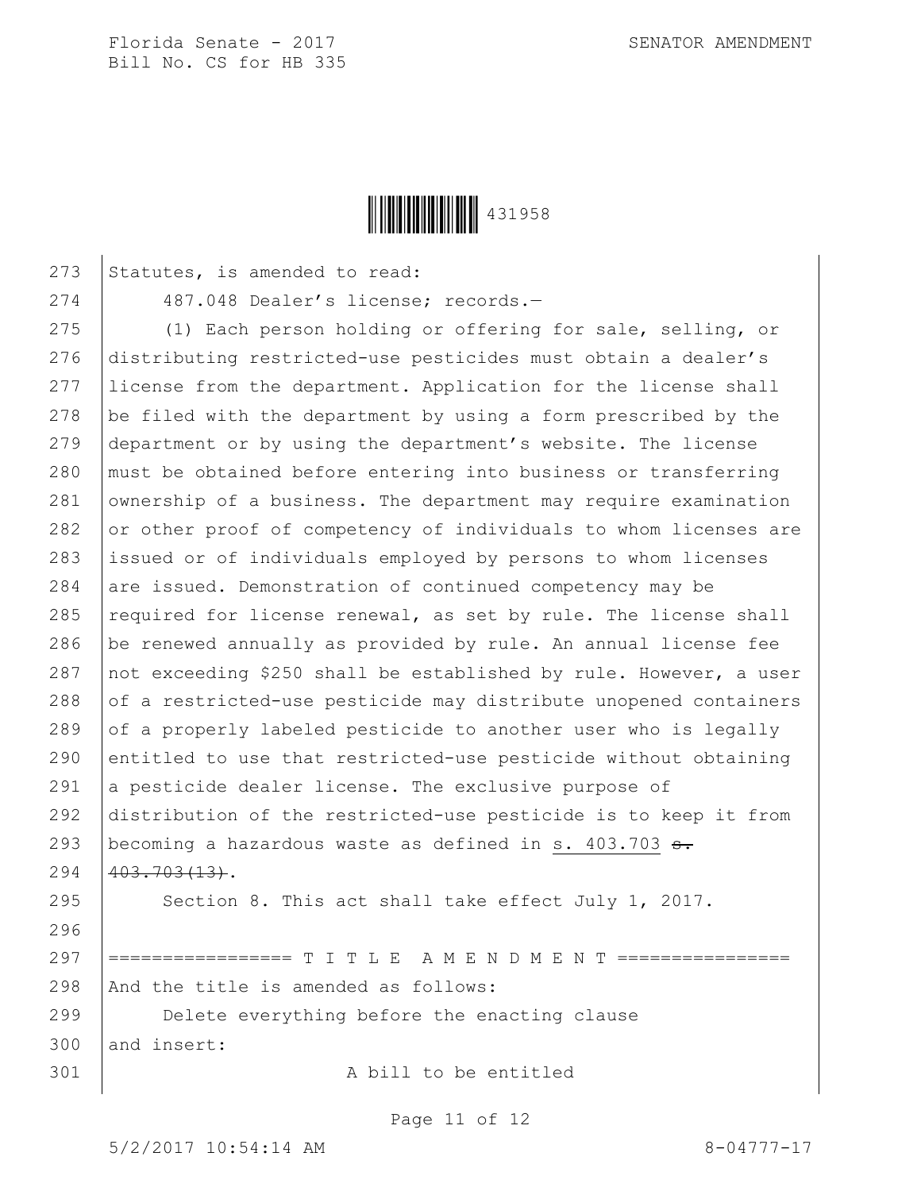Statutes, is amended to read:

487.048 Dealer's license; records.—

(1) Each person holding or offering for sale, selling, or distributing restricted-use pesticides must obtain a dealer's license from the department. Application for the license shall be filed with the department by using a form prescribed by the department or by using the department's website. The license must be obtained before entering into business or transferring ownership of a business. The department may require examination or other proof of competency of individuals to whom licenses are issued or of individuals employed by persons to whom licenses are issued. Demonstration of continued competency may be required for license renewal, as set by rule. The license shall be renewed annually as provided by rule. An annual license fee not exceeding $250 shall be established by rule. However, a user of a restricted-use pesticide may distribute unopened containers of a properly labeled pesticide to another user who is legally entitled to use that restricted-use pesticide without obtaining a pesticide dealer license. The exclusive purpose of distribution of the restricted-use pesticide is to keep it from becoming a hazardous waste as defined in s. 403.703 ~~s. 403.703(13)~~.

Section 8. This act shall take effect July 1, 2017.

================= T I T L E  A M E N D M E N T ================

And the title is amended as follows:

Delete everything before the enacting clause

and insert:

A bill to be entitled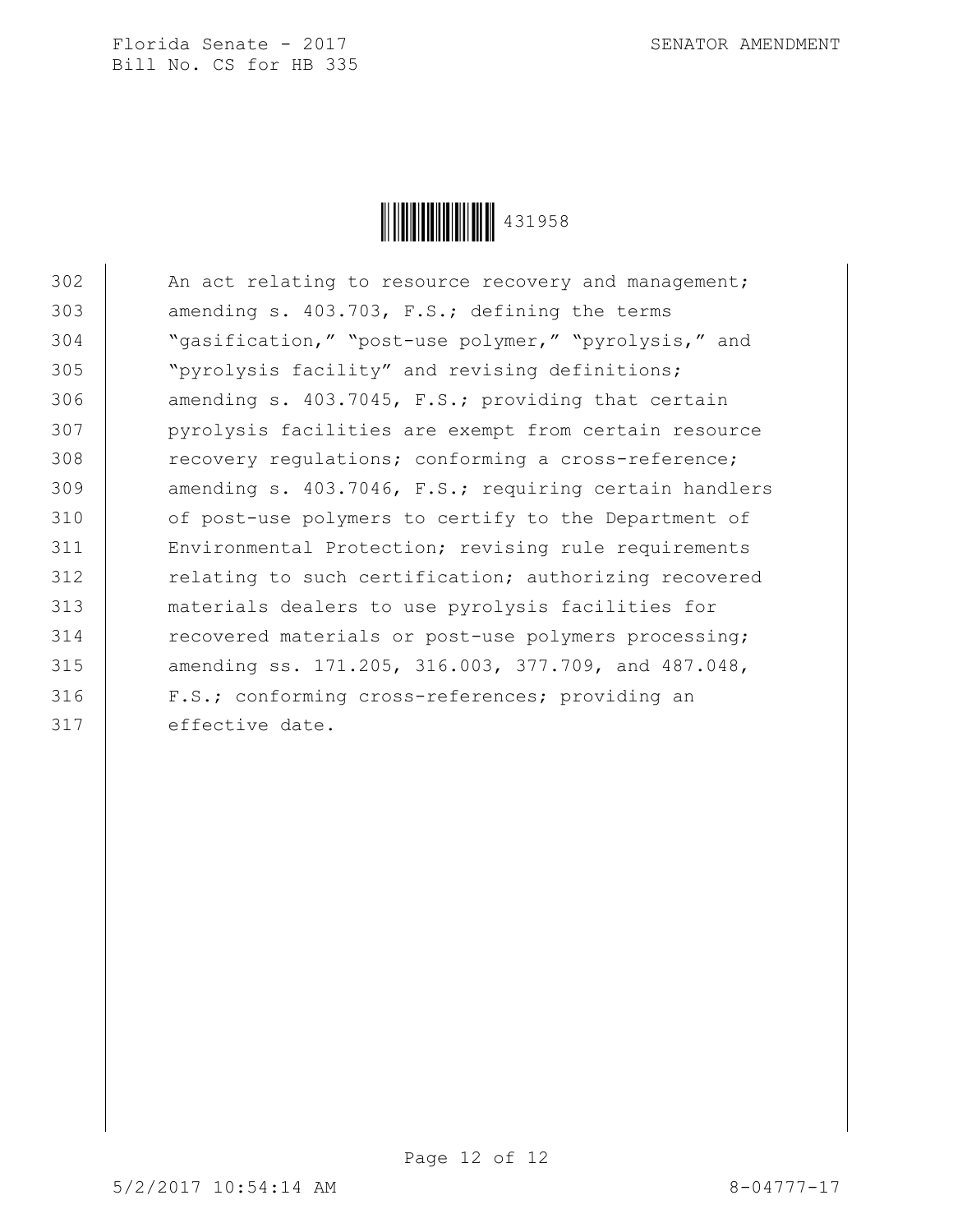An act relating to resource recovery and management; amending s. 403.703, F.S.; defining the terms "gasification," "post-use polymer," "pyrolysis," and "pyrolysis facility" and revising definitions; amending s. 403.7045, F.S.; providing that certain pyrolysis facilities are exempt from certain resource recovery regulations; conforming a cross-reference; amending s. 403.7046, F.S.; requiring certain handlers of post-use polymers to certify to the Department of Environmental Protection; revising rule requirements relating to such certification; authorizing recovered materials dealers to use pyrolysis facilities for recovered materials or post-use polymers processing; amending ss. 171.205, 316.003, 377.709, and 487.048, F.S.; conforming cross-references; providing an effective date.